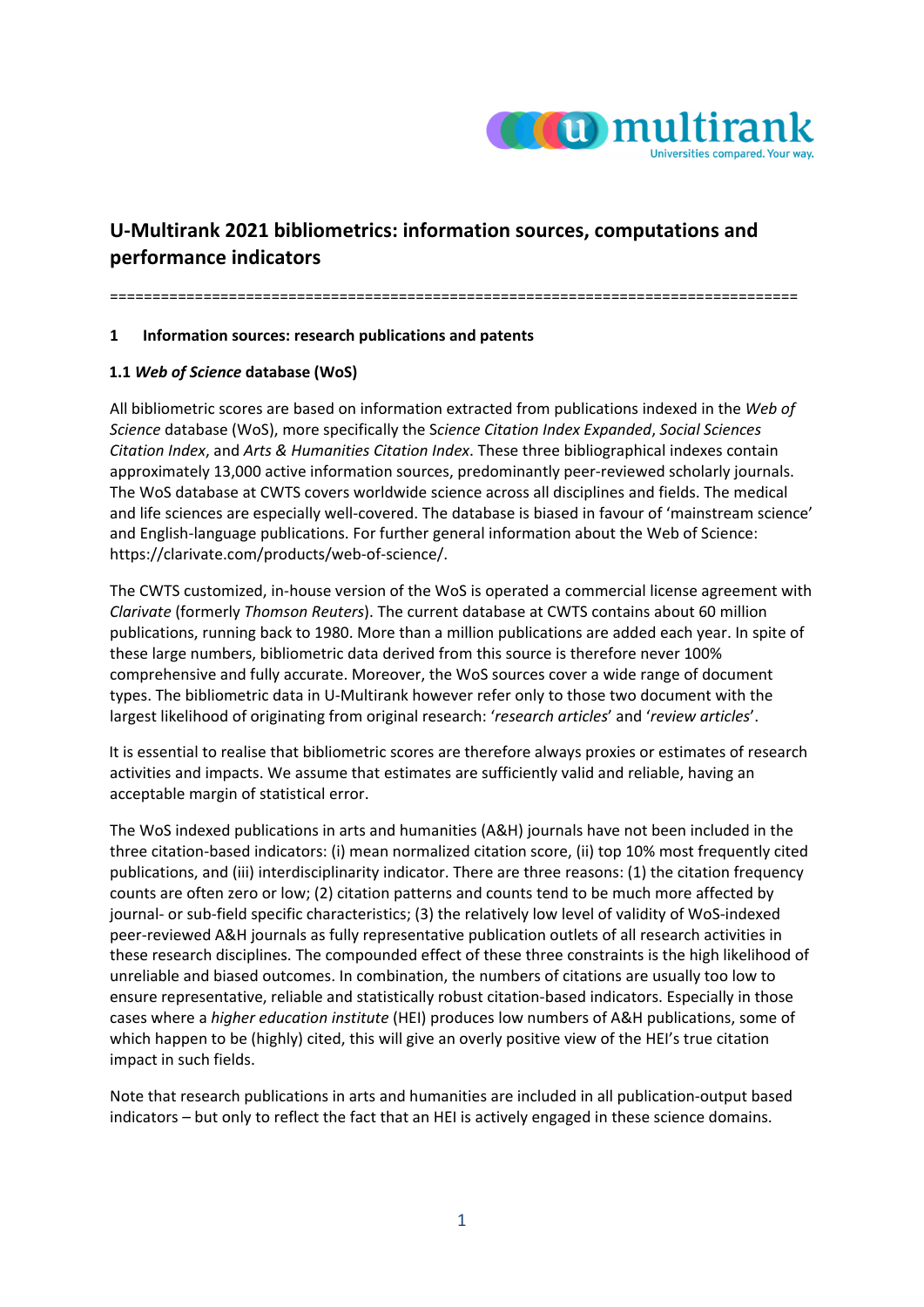# U-Multirank 2021 bibliometrics: information sources, computations and performance indicators

================================================================================

## 1 Information sources: research publications and patents

### 1.1 *Web of Science* database (WoS)

All bibliometric scores are based on information extracted from publications indexed in the *Web of Science* database (WoS), more specifically the S*cience Citation Index Expanded*, *Social Sciences Citation Index*, and *Arts & Humanities Citation Index*. These three bibliographical indexes contain approximately 13,000 active information sources, predominantly peer-reviewed scholarly journals. The WoS database at CWTS covers worldwide science across all disciplines and fields. The medical and life sciences are especially well-covered. The database is biased in favour of 'mainstream science' and English-language publications. For further general information about the Web of Science: https://clarivate.com/products/web-of-science/.

The CWTS customized, in-house version of the WoS is operated a commercial license agreement with *Clarivate* (formerly *Thomson Reuters*). The current database at CWTS contains about 60 million publications, running back to 1980. More than a million publications are added each year. In spite of these large numbers, bibliometric data derived from this source is therefore never 100% comprehensive and fully accurate. Moreover, the WoS sources cover a wide range of document types. The bibliometric data in U-Multirank however refer only to those two document with the largest likelihood of originating from original research: '*research articles*' and '*review articles*'.

It is essential to realise that bibliometric scores are therefore always proxies or estimates of research activities and impacts. We assume that estimates are sufficiently valid and reliable, having an acceptable margin of statistical error.

The WoS indexed publications in arts and humanities (A&H) journals have not been included in the three citation-based indicators: (i) mean normalized citation score, (ii) top 10% most frequently cited publications, and (iii) interdisciplinarity indicator. There are three reasons: (1) the citation frequency counts are often zero or low; (2) citation patterns and counts tend to be much more affected by journal- or sub-field specific characteristics; (3) the relatively low level of validity of WoS-indexed peer-reviewed A&H journals as fully representative publication outlets of all research activities in these research disciplines. The compounded effect of these three constraints is the high likelihood of unreliable and biased outcomes. In combination, the numbers of citations are usually too low to ensure representative, reliable and statistically robust citation-based indicators. Especially in those cases where a *higher education institute* (HEI) produces low numbers of A&H publications, some of which happen to be (highly) cited, this will give an overly positive view of the HEI's true citation impact in such fields.

Note that research publications in arts and humanities are included in all publication-output based indicators – but only to reflect the fact that an HEI is actively engaged in these science domains.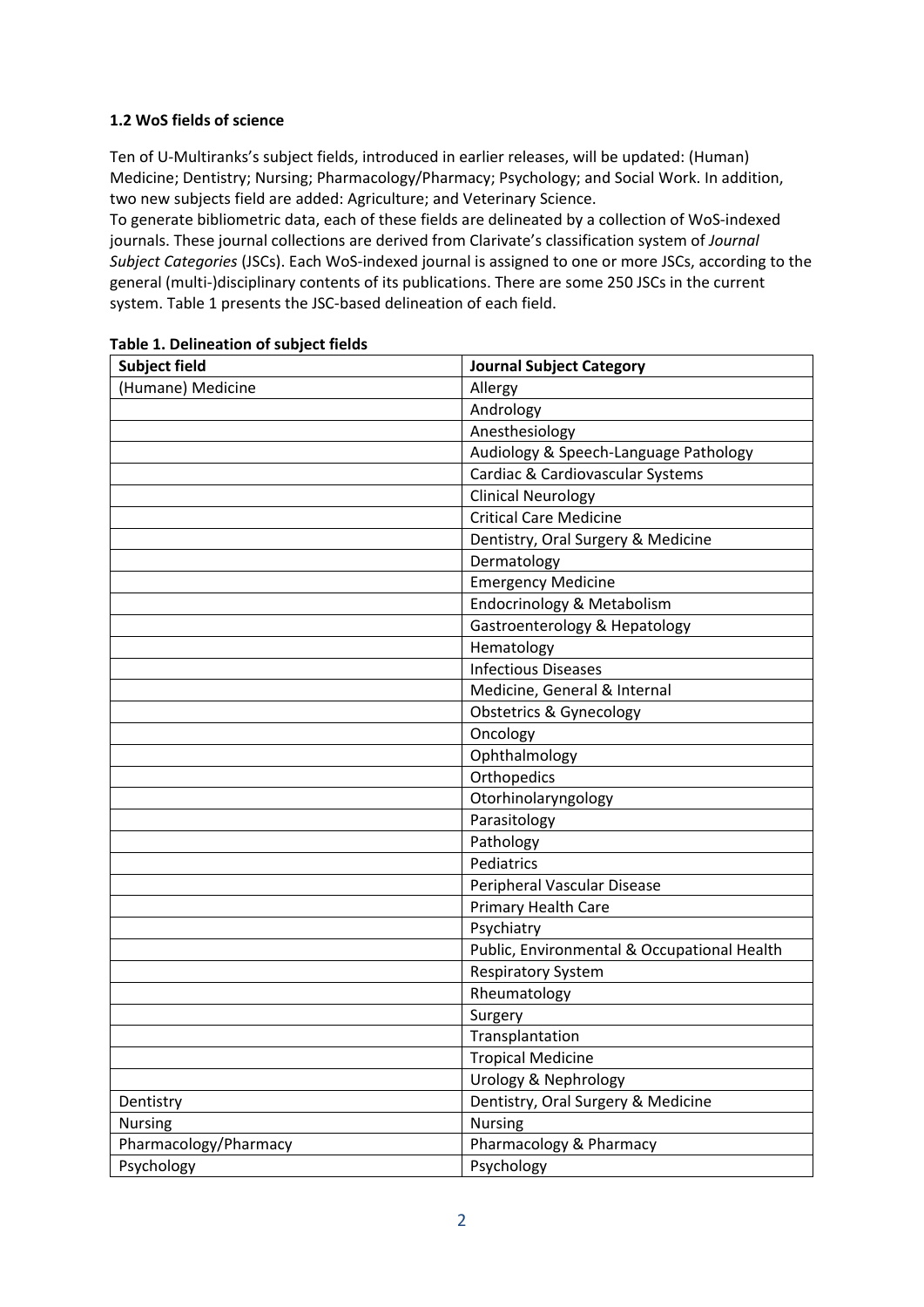### 1.2 WoS fields of science

Ten of U-Multiranks's subject fields, introduced in earlier releases, will be updated: (Human) Medicine; Dentistry; Nursing; Pharmacology/Pharmacy; Psychology; and Social Work. In addition, two new subjects field are added: Agriculture; and Veterinary Science.
To generate bibliometric data, each of these fields are delineated by a collection of WoS-indexed journals. These journal collections are derived from Clarivate's classification system of *Journal Subject Categories* (JSCs). Each WoS-indexed journal is assigned to one or more JSCs, according to the general (multi-)disciplinary contents of its publications. There are some 250 JSCs in the current system. Table 1 presents the JSC-based delineation of each field.

**Table 1. Delineation of subject fields**

| Subject field | Journal Subject Category |
|---|---|
| (Humane) Medicine | Allergy |
| | Andrology |
| | Anesthesiology |
| | Audiology & Speech-Language Pathology |
| | Cardiac & Cardiovascular Systems |
| | Clinical Neurology |
| | Critical Care Medicine |
| | Dentistry, Oral Surgery & Medicine |
| | Dermatology |
| | Emergency Medicine |
| | Endocrinology & Metabolism |
| | Gastroenterology & Hepatology |
| | Hematology |
| | Infectious Diseases |
| | Medicine, General & Internal |
| | Obstetrics & Gynecology |
| | Oncology |
| | Ophthalmology |
| | Orthopedics |
| | Otorhinolaryngology |
| | Parasitology |
| | Pathology |
| | Pediatrics |
| | Peripheral Vascular Disease |
| | Primary Health Care |
| | Psychiatry |
| | Public, Environmental & Occupational Health |
| | Respiratory System |
| | Rheumatology |
| | Surgery |
| | Transplantation |
| | Tropical Medicine |
| | Urology & Nephrology |
| Dentistry | Dentistry, Oral Surgery & Medicine |
| Nursing | Nursing |
| Pharmacology/Pharmacy | Pharmacology & Pharmacy |
| Psychology | Psychology |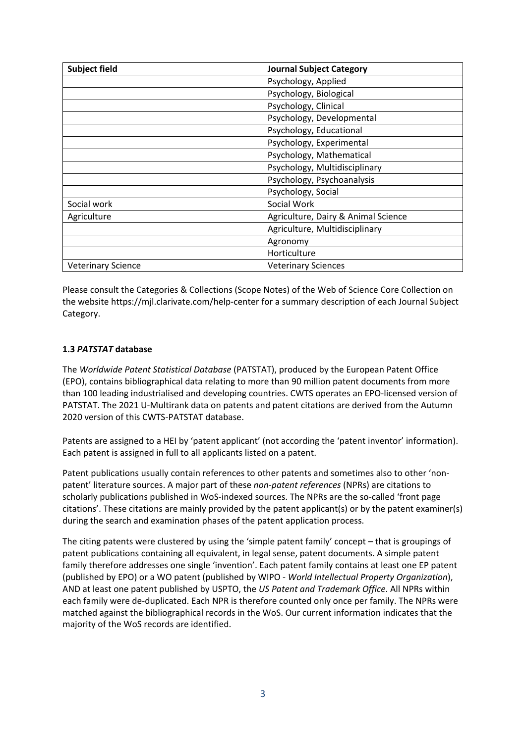| Subject field | Journal Subject Category |
| --- | --- |
| | Psychology, Applied |
| | Psychology, Biological |
| | Psychology, Clinical |
| | Psychology, Developmental |
| | Psychology, Educational |
| | Psychology, Experimental |
| | Psychology, Mathematical |
| | Psychology, Multidisciplinary |
| | Psychology, Psychoanalysis |
| | Psychology, Social |
| Social work | Social Work |
| Agriculture | Agriculture, Dairy & Animal Science |
| | Agriculture, Multidisciplinary |
| | Agronomy |
| | Horticulture |
| Veterinary Science | Veterinary Sciences |

Please consult the Categories & Collections (Scope Notes) of the Web of Science Core Collection on the website https://mjl.clarivate.com/help-center for a summary description of each Journal Subject Category.

### 1.3 *PATSTAT* database

The *Worldwide Patent Statistical Database* (PATSTAT), produced by the European Patent Office (EPO), contains bibliographical data relating to more than 90 million patent documents from more than 100 leading industrialised and developing countries. CWTS operates an EPO-licensed version of PATSTAT. The 2021 U-Multirank data on patents and patent citations are derived from the Autumn 2020 version of this CWTS-PATSTAT database.

Patents are assigned to a HEI by 'patent applicant' (not according the 'patent inventor' information). Each patent is assigned in full to all applicants listed on a patent.

Patent publications usually contain references to other patents and sometimes also to other 'non-patent' literature sources. A major part of these *non-patent references* (NPRs) are citations to scholarly publications published in WoS-indexed sources. The NPRs are the so-called 'front page citations'. These citations are mainly provided by the patent applicant(s) or by the patent examiner(s) during the search and examination phases of the patent application process.

The citing patents were clustered by using the 'simple patent family' concept – that is groupings of patent publications containing all equivalent, in legal sense, patent documents. A simple patent family therefore addresses one single 'invention'. Each patent family contains at least one EP patent (published by EPO) or a WO patent (published by WIPO - *World Intellectual Property Organization*), AND at least one patent published by USPTO, the *US Patent and Trademark Office*. All NPRs within each family were de-duplicated. Each NPR is therefore counted only once per family. The NPRs were matched against the bibliographical records in the WoS. Our current information indicates that the majority of the WoS records are identified.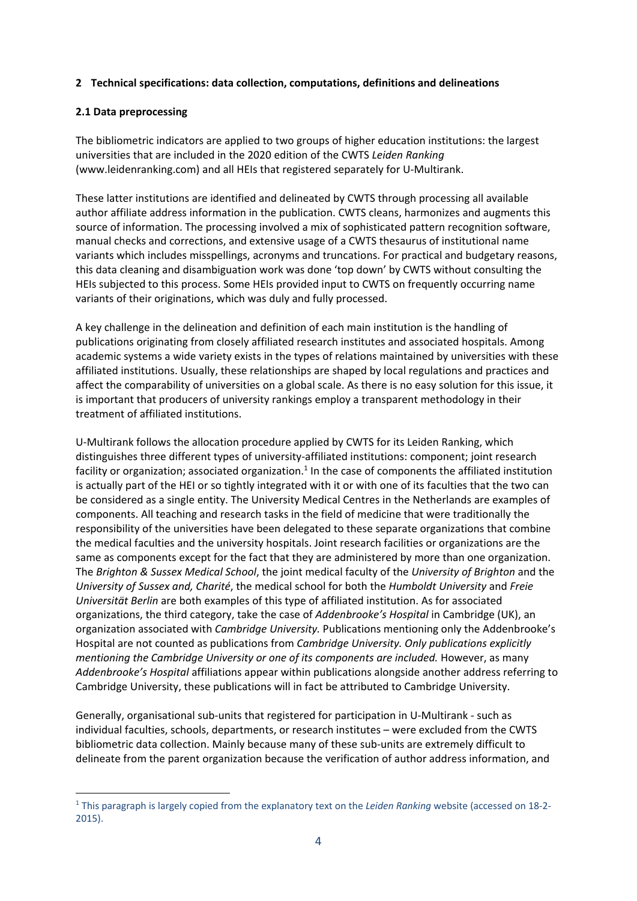## 2 Technical specifications: data collection, computations, definitions and delineations

### 2.1 Data preprocessing

The bibliometric indicators are applied to two groups of higher education institutions: the largest universities that are included in the 2020 edition of the CWTS *Leiden Ranking* (www.leidenranking.com) and all HEIs that registered separately for U-Multirank.

These latter institutions are identified and delineated by CWTS through processing all available author affiliate address information in the publication. CWTS cleans, harmonizes and augments this source of information. The processing involved a mix of sophisticated pattern recognition software, manual checks and corrections, and extensive usage of a CWTS thesaurus of institutional name variants which includes misspellings, acronyms and truncations. For practical and budgetary reasons, this data cleaning and disambiguation work was done 'top down' by CWTS without consulting the HEIs subjected to this process. Some HEIs provided input to CWTS on frequently occurring name variants of their originations, which was duly and fully processed.

A key challenge in the delineation and definition of each main institution is the handling of publications originating from closely affiliated research institutes and associated hospitals. Among academic systems a wide variety exists in the types of relations maintained by universities with these affiliated institutions. Usually, these relationships are shaped by local regulations and practices and affect the comparability of universities on a global scale. As there is no easy solution for this issue, it is important that producers of university rankings employ a transparent methodology in their treatment of affiliated institutions.

U-Multirank follows the allocation procedure applied by CWTS for its Leiden Ranking, which distinguishes three different types of university-affiliated institutions: component; joint research facility or organization; associated organization.[1] In the case of components the affiliated institution is actually part of the HEI or so tightly integrated with it or with one of its faculties that the two can be considered as a single entity. The University Medical Centres in the Netherlands are examples of components. All teaching and research tasks in the field of medicine that were traditionally the responsibility of the universities have been delegated to these separate organizations that combine the medical faculties and the university hospitals. Joint research facilities or organizations are the same as components except for the fact that they are administered by more than one organization. The *Brighton & Sussex Medical School*, the joint medical faculty of the *University of Brighton* and the *University of Sussex and, Charité*, the medical school for both the *Humboldt University* and *Freie Universität Berlin* are both examples of this type of affiliated institution. As for associated organizations, the third category, take the case of *Addenbrooke's Hospital* in Cambridge (UK), an organization associated with *Cambridge University.* Publications mentioning only the Addenbrooke's Hospital are not counted as publications from *Cambridge University. Only publications explicitly mentioning the Cambridge University or one of its components are included.* However, as many *Addenbrooke's Hospital* affiliations appear within publications alongside another address referring to Cambridge University, these publications will in fact be attributed to Cambridge University.

Generally, organisational sub-units that registered for participation in U-Multirank - such as individual faculties, schools, departments, or research institutes – were excluded from the CWTS bibliometric data collection. Mainly because many of these sub-units are extremely difficult to delineate from the parent organization because the verification of author address information, and

[1] This paragraph is largely copied from the explanatory text on the *Leiden Ranking* website (accessed on 18-2-2015).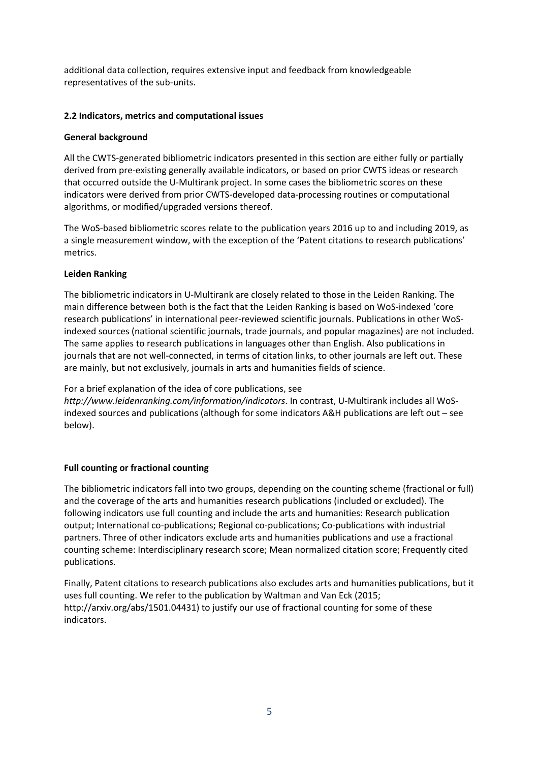additional data collection, requires extensive input and feedback from knowledgeable representatives of the sub-units.

### 2.2 Indicators, metrics and computational issues

**General background**

All the CWTS-generated bibliometric indicators presented in this section are either fully or partially derived from pre-existing generally available indicators, or based on prior CWTS ideas or research that occurred outside the U-Multirank project. In some cases the bibliometric scores on these indicators were derived from prior CWTS-developed data-processing routines or computational algorithms, or modified/upgraded versions thereof.

The WoS-based bibliometric scores relate to the publication years 2016 up to and including 2019, as a single measurement window, with the exception of the 'Patent citations to research publications' metrics.

**Leiden Ranking**

The bibliometric indicators in U-Multirank are closely related to those in the Leiden Ranking. The main difference between both is the fact that the Leiden Ranking is based on WoS-indexed 'core research publications' in international peer-reviewed scientific journals. Publications in other WoS-indexed sources (national scientific journals, trade journals, and popular magazines) are not included. The same applies to research publications in languages other than English. Also publications in journals that are not well-connected, in terms of citation links, to other journals are left out. These are mainly, but not exclusively, journals in arts and humanities fields of science.

For a brief explanation of the idea of core publications, see *http://www.leidenranking.com/information/indicators*. In contrast, U-Multirank includes all WoS-indexed sources and publications (although for some indicators A&H publications are left out – see below).

**Full counting or fractional counting**

The bibliometric indicators fall into two groups, depending on the counting scheme (fractional or full) and the coverage of the arts and humanities research publications (included or excluded). The following indicators use full counting and include the arts and humanities: Research publication output; International co-publications; Regional co-publications; Co-publications with industrial partners. Three of other indicators exclude arts and humanities publications and use a fractional counting scheme: Interdisciplinary research score; Mean normalized citation score; Frequently cited publications.

Finally, Patent citations to research publications also excludes arts and humanities publications, but it uses full counting. We refer to the publication by Waltman and Van Eck (2015; http://arxiv.org/abs/1501.04431) to justify our use of fractional counting for some of these indicators.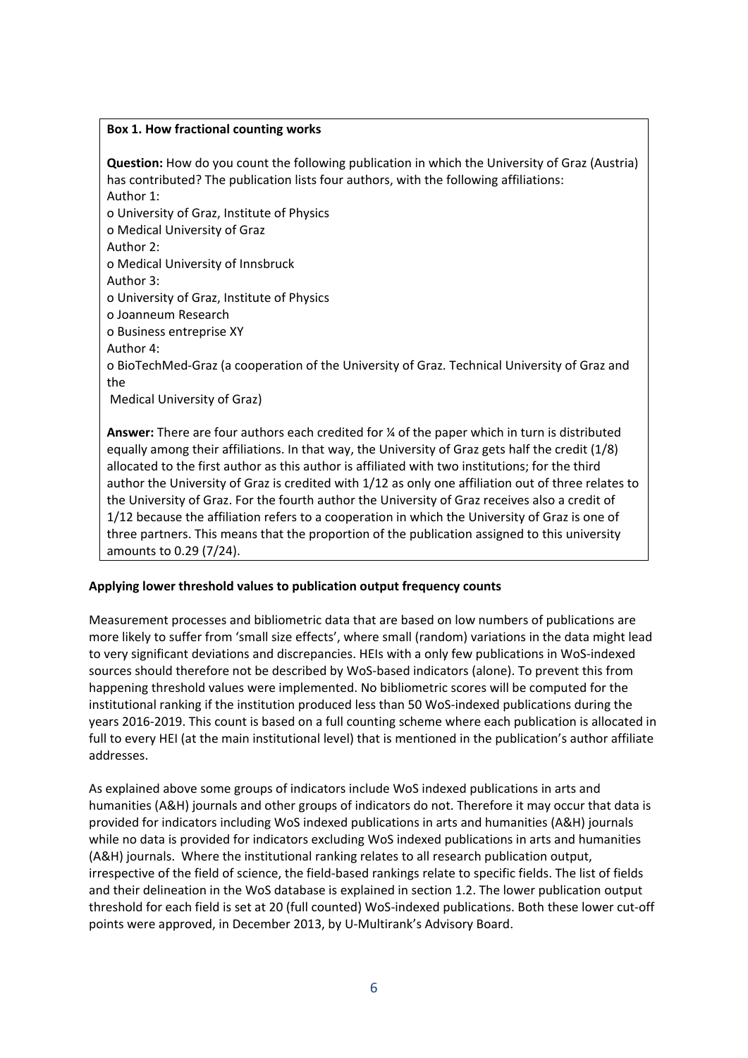**Box 1. How fractional counting works**

**Question:** How do you count the following publication in which the University of Graz (Austria) has contributed? The publication lists four authors, with the following affiliations:

Author 1:

- o University of Graz, Institute of Physics
- o Medical University of Graz

Author 2:

- o Medical University of Innsbruck

Author 3:

- o University of Graz, Institute of Physics
- o Joanneum Research
- o Business entreprise XY

Author 4:

- o BioTechMed-Graz (a cooperation of the University of Graz. Technical University of Graz and the Medical University of Graz)

**Answer:** There are four authors each credited for ¼ of the paper which in turn is distributed equally among their affiliations. In that way, the University of Graz gets half the credit (1/8) allocated to the first author as this author is affiliated with two institutions; for the third author the University of Graz is credited with 1/12 as only one affiliation out of three relates to the University of Graz. For the fourth author the University of Graz receives also a credit of 1/12 because the affiliation refers to a cooperation in which the University of Graz is one of three partners. This means that the proportion of the publication assigned to this university amounts to 0.29 (7/24).

**Applying lower threshold values to publication output frequency counts**

Measurement processes and bibliometric data that are based on low numbers of publications are more likely to suffer from 'small size effects', where small (random) variations in the data might lead to very significant deviations and discrepancies. HEIs with a only few publications in WoS-indexed sources should therefore not be described by WoS-based indicators (alone). To prevent this from happening threshold values were implemented. No bibliometric scores will be computed for the institutional ranking if the institution produced less than 50 WoS-indexed publications during the years 2016-2019. This count is based on a full counting scheme where each publication is allocated in full to every HEI (at the main institutional level) that is mentioned in the publication's author affiliate addresses.

As explained above some groups of indicators include WoS indexed publications in arts and humanities (A&H) journals and other groups of indicators do not. Therefore it may occur that data is provided for indicators including WoS indexed publications in arts and humanities (A&H) journals while no data is provided for indicators excluding WoS indexed publications in arts and humanities (A&H) journals. Where the institutional ranking relates to all research publication output, irrespective of the field of science, the field-based rankings relate to specific fields. The list of fields and their delineation in the WoS database is explained in section 1.2. The lower publication output threshold for each field is set at 20 (full counted) WoS-indexed publications. Both these lower cut-off points were approved, in December 2013, by U-Multirank's Advisory Board.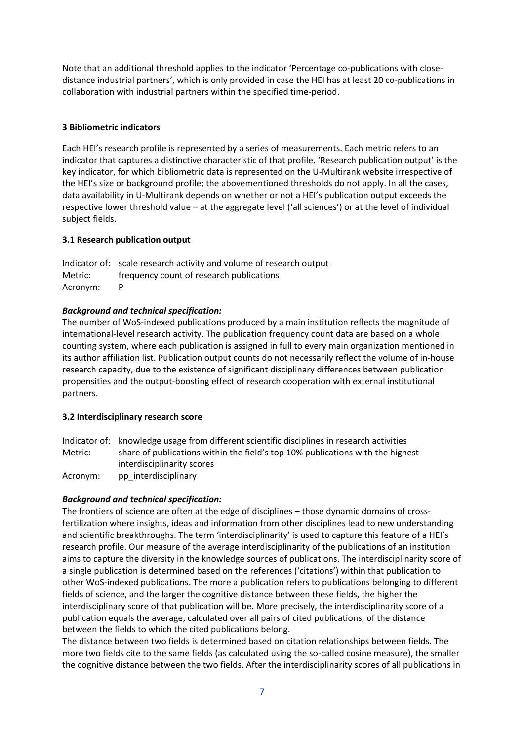Note that an additional threshold applies to the indicator 'Percentage co-publications with close-distance industrial partners', which is only provided in case the HEI has at least 20 co-publications in collaboration with industrial partners within the specified time-period.

### 3 Bibliometric indicators

Each HEI's research profile is represented by a series of measurements. Each metric refers to an indicator that captures a distinctive characteristic of that profile. 'Research publication output' is the key indicator, for which bibliometric data is represented on the U-Multirank website irrespective of the HEI's size or background profile; the abovementioned thresholds do not apply. In all the cases, data availability in U-Multirank depends on whether or not a HEI's publication output exceeds the respective lower threshold value – at the aggregate level ('all sciences') or at the level of individual subject fields.

#### 3.1 Research publication output

Indicator of: scale research activity and volume of research output
Metric: frequency count of research publications
Acronym: P

***Background and technical specification:***
The number of WoS-indexed publications produced by a main institution reflects the magnitude of international-level research activity. The publication frequency count data are based on a whole counting system, where each publication is assigned in full to every main organization mentioned in its author affiliation list. Publication output counts do not necessarily reflect the volume of in-house research capacity, due to the existence of significant disciplinary differences between publication propensities and the output-boosting effect of research cooperation with external institutional partners.

#### 3.2 Interdisciplinary research score

Indicator of: knowledge usage from different scientific disciplines in research activities
Metric: share of publications within the field's top 10% publications with the highest interdisciplinarity scores
Acronym: pp_interdisciplinary

***Background and technical specification:***
The frontiers of science are often at the edge of disciplines – those dynamic domains of cross-fertilization where insights, ideas and information from other disciplines lead to new understanding and scientific breakthroughs. The term 'interdisciplinarity' is used to capture this feature of a HEI's research profile. Our measure of the average interdisciplinarity of the publications of an institution aims to capture the diversity in the knowledge sources of publications. The interdisciplinarity score of a single publication is determined based on the references ('citations') within that publication to other WoS-indexed publications. The more a publication refers to publications belonging to different fields of science, and the larger the cognitive distance between these fields, the higher the interdisciplinary score of that publication will be. More precisely, the interdisciplinarity score of a publication equals the average, calculated over all pairs of cited publications, of the distance between the fields to which the cited publications belong.
The distance between two fields is determined based on citation relationships between fields. The more two fields cite to the same fields (as calculated using the so-called cosine measure), the smaller the cognitive distance between the two fields. After the interdisciplinarity scores of all publications in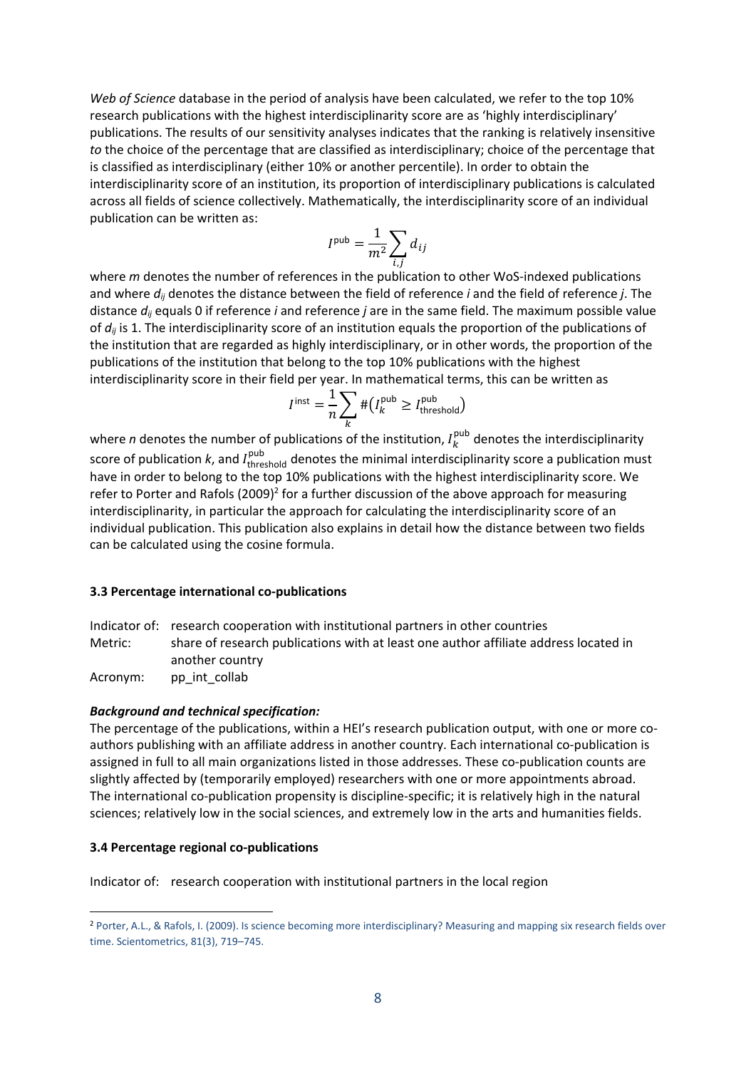*Web of Science* database in the period of analysis have been calculated, we refer to the top 10% research publications with the highest interdisciplinarity score are as 'highly interdisciplinary' publications. The results of our sensitivity analyses indicates that the ranking is relatively insensitive *to* the choice of the percentage that are classified as interdisciplinary; choice of the percentage that is classified as interdisciplinary (either 10% or another percentile). In order to obtain the interdisciplinarity score of an institution, its proportion of interdisciplinary publications is calculated across all fields of science collectively. Mathematically, the interdisciplinarity score of an individual publication can be written as:

$$I^{\text{pub}} = \frac{1}{m^2} \sum_{i,j} d_{ij}$$

where *m* denotes the number of references in the publication to other WoS-indexed publications and where $d_{ij}$ denotes the distance between the field of reference *i* and the field of reference *j*. The distance $d_{ij}$ equals 0 if reference *i* and reference *j* are in the same field. The maximum possible value of $d_{ij}$ is 1. The interdisciplinarity score of an institution equals the proportion of the publications of the institution that are regarded as highly interdisciplinary, or in other words, the proportion of the publications of the institution that belong to the top 10% publications with the highest interdisciplinarity score in their field per year. In mathematical terms, this can be written as

$$I^{\text{inst}} = \frac{1}{n} \sum_{k} \#\left(I_k^{\text{pub}} \geq I_{\text{threshold}}^{\text{pub}}\right)$$

where *n* denotes the number of publications of the institution, $I_k^{\text{pub}}$ denotes the interdisciplinarity score of publication *k*, and $I_{\text{threshold}}^{\text{pub}}$ denotes the minimal interdisciplinarity score a publication must have in order to belong to the top 10% publications with the highest interdisciplinarity score. We refer to Porter and Rafols (2009)[2] for a further discussion of the above approach for measuring interdisciplinarity, in particular the approach for calculating the interdisciplinarity score of an individual publication. This publication also explains in detail how the distance between two fields can be calculated using the cosine formula.

### 3.3 Percentage international co-publications

Indicator of: research cooperation with institutional partners in other countries
Metric: share of research publications with at least one author affiliate address located in another country
Acronym: pp_int_collab

***Background and technical specification:***

The percentage of the publications, within a HEI's research publication output, with one or more co-authors publishing with an affiliate address in another country. Each international co-publication is assigned in full to all main organizations listed in those addresses. These co-publication counts are slightly affected by (temporarily employed) researchers with one or more appointments abroad. The international co-publication propensity is discipline-specific; it is relatively high in the natural sciences; relatively low in the social sciences, and extremely low in the arts and humanities fields.

### 3.4 Percentage regional co-publications

Indicator of: research cooperation with institutional partners in the local region

[2] Porter, A.L., & Rafols, I. (2009). Is science becoming more interdisciplinary? Measuring and mapping six research fields over time. Scientometrics, 81(3), 719–745.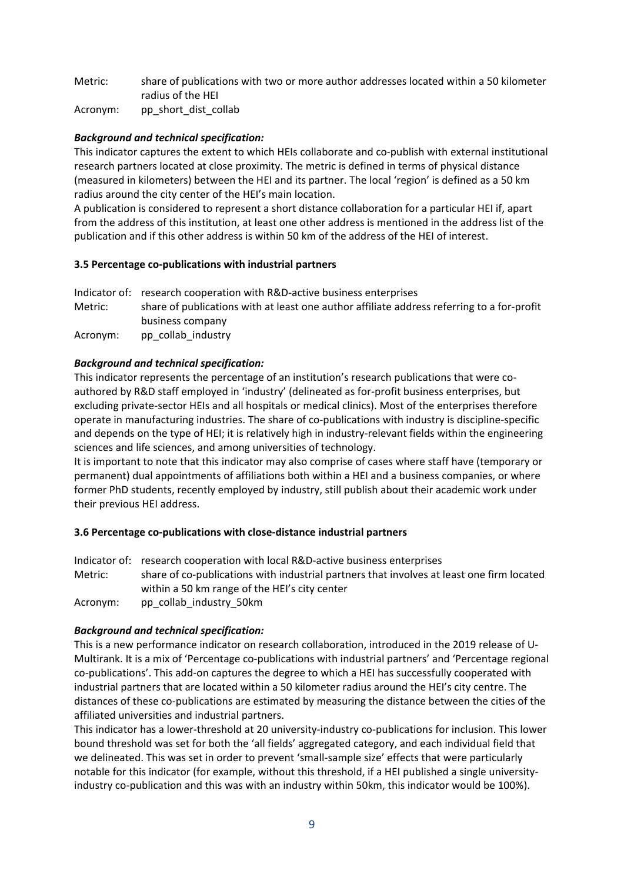Metric: share of publications with two or more author addresses located within a 50 kilometer radius of the HEI

Acronym: pp_short_dist_collab

***Background and technical specification:***

This indicator captures the extent to which HEIs collaborate and co-publish with external institutional research partners located at close proximity. The metric is defined in terms of physical distance (measured in kilometers) between the HEI and its partner. The local 'region' is defined as a 50 km radius around the city center of the HEI's main location.

A publication is considered to represent a short distance collaboration for a particular HEI if, apart from the address of this institution, at least one other address is mentioned in the address list of the publication and if this other address is within 50 km of the address of the HEI of interest.

### 3.5 Percentage co-publications with industrial partners

Indicator of: research cooperation with R&D-active business enterprises

Metric: share of publications with at least one author affiliate address referring to a for-profit business company

Acronym: pp_collab_industry

***Background and technical specification:***

This indicator represents the percentage of an institution's research publications that were co-authored by R&D staff employed in 'industry' (delineated as for-profit business enterprises, but excluding private-sector HEIs and all hospitals or medical clinics). Most of the enterprises therefore operate in manufacturing industries. The share of co-publications with industry is discipline-specific and depends on the type of HEI; it is relatively high in industry-relevant fields within the engineering sciences and life sciences, and among universities of technology.

It is important to note that this indicator may also comprise of cases where staff have (temporary or permanent) dual appointments of affiliations both within a HEI and a business companies, or where former PhD students, recently employed by industry, still publish about their academic work under their previous HEI address.

### 3.6 Percentage co-publications with close-distance industrial partners

Indicator of: research cooperation with local R&D-active business enterprises

Metric: share of co-publications with industrial partners that involves at least one firm located within a 50 km range of the HEI's city center

Acronym: pp_collab_industry_50km

***Background and technical specification:***

This is a new performance indicator on research collaboration, introduced in the 2019 release of U-Multirank. It is a mix of 'Percentage co-publications with industrial partners' and 'Percentage regional co-publications'. This add-on captures the degree to which a HEI has successfully cooperated with industrial partners that are located within a 50 kilometer radius around the HEI's city centre. The distances of these co-publications are estimated by measuring the distance between the cities of the affiliated universities and industrial partners.

This indicator has a lower-threshold at 20 university-industry co-publications for inclusion. This lower bound threshold was set for both the 'all fields' aggregated category, and each individual field that we delineated. This was set in order to prevent 'small-sample size' effects that were particularly notable for this indicator (for example, without this threshold, if a HEI published a single university-industry co-publication and this was with an industry within 50km, this indicator would be 100%).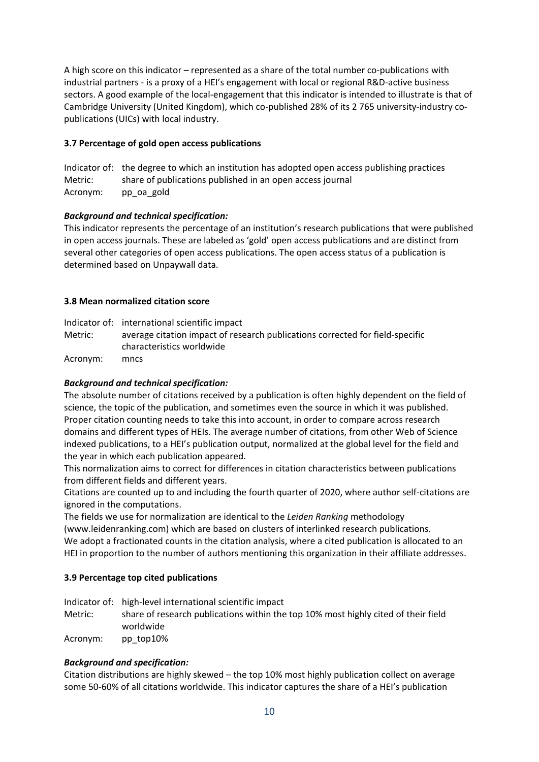A high score on this indicator – represented as a share of the total number co-publications with industrial partners - is a proxy of a HEI's engagement with local or regional R&D-active business sectors. A good example of the local-engagement that this indicator is intended to illustrate is that of Cambridge University (United Kingdom), which co-published 28% of its 2 765 university-industry co-publications (UICs) with local industry.

### 3.7 Percentage of gold open access publications

| | |
|---|---|
| Indicator of: | the degree to which an institution has adopted open access publishing practices |
| Metric: | share of publications published in an open access journal |
| Acronym: | pp_oa_gold |

***Background and technical specification:***

This indicator represents the percentage of an institution's research publications that were published in open access journals. These are labeled as 'gold' open access publications and are distinct from several other categories of open access publications. The open access status of a publication is determined based on Unpaywall data.

### 3.8 Mean normalized citation score

| | |
|---|---|
| Indicator of: | international scientific impact |
| Metric: | average citation impact of research publications corrected for field-specific characteristics worldwide |
| Acronym: | mncs |

***Background and technical specification:***

The absolute number of citations received by a publication is often highly dependent on the field of science, the topic of the publication, and sometimes even the source in which it was published. Proper citation counting needs to take this into account, in order to compare across research domains and different types of HEIs. The average number of citations, from other Web of Science indexed publications, to a HEI's publication output, normalized at the global level for the field and the year in which each publication appeared.

This normalization aims to correct for differences in citation characteristics between publications from different fields and different years.

Citations are counted up to and including the fourth quarter of 2020, where author self-citations are ignored in the computations.

The fields we use for normalization are identical to the *Leiden Ranking* methodology (www.leidenranking.com) which are based on clusters of interlinked research publications.

We adopt a fractionated counts in the citation analysis, where a cited publication is allocated to an HEI in proportion to the number of authors mentioning this organization in their affiliate addresses.

### 3.9 Percentage top cited publications

| | |
|---|---|
| Indicator of: | high-level international scientific impact |
| Metric: | share of research publications within the top 10% most highly cited of their field worldwide |
| Acronym: | pp_top10% |

***Background and specification:***

Citation distributions are highly skewed – the top 10% most highly publication collect on average some 50-60% of all citations worldwide. This indicator captures the share of a HEI's publication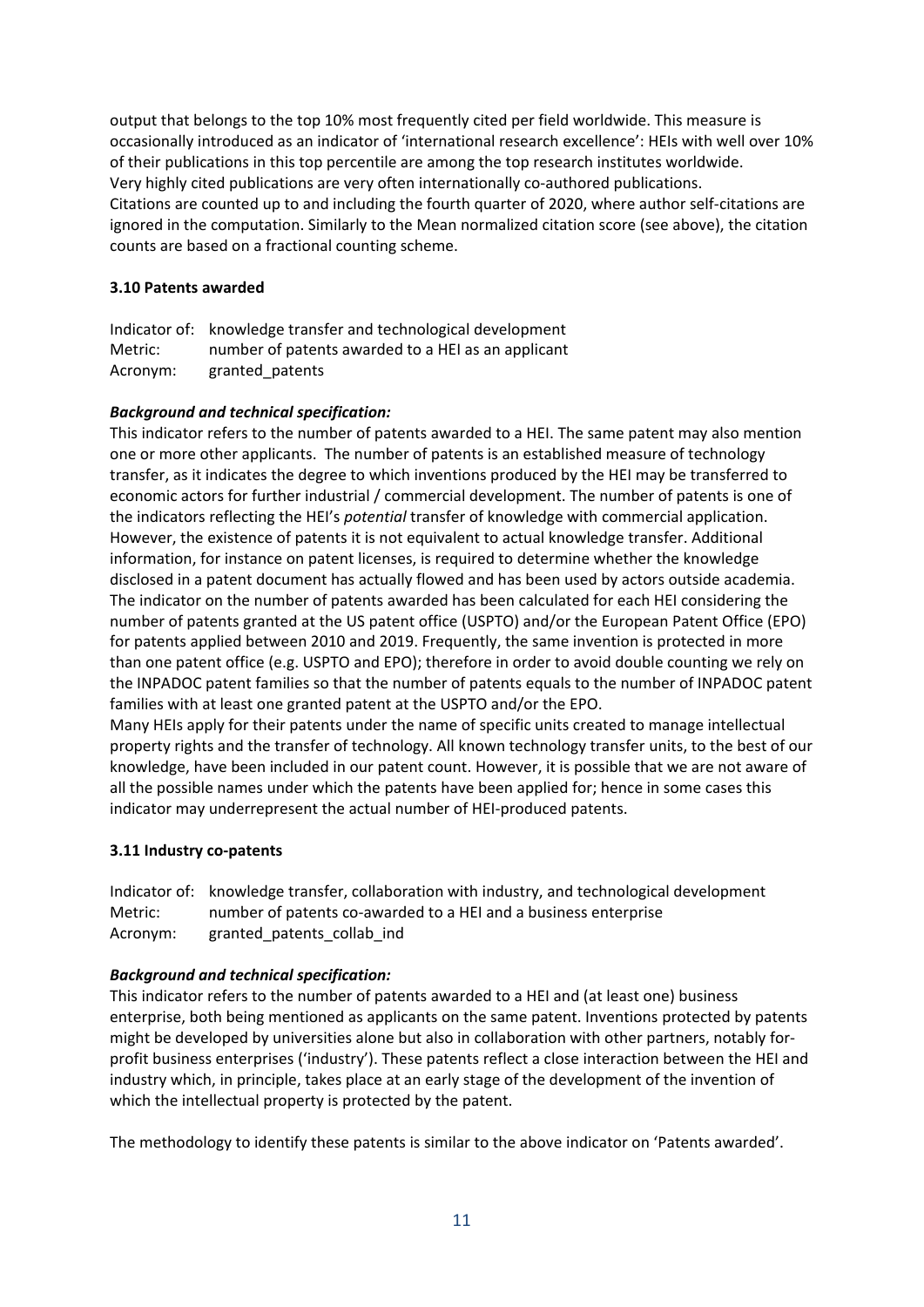output that belongs to the top 10% most frequently cited per field worldwide. This measure is occasionally introduced as an indicator of 'international research excellence': HEIs with well over 10% of their publications in this top percentile are among the top research institutes worldwide. Very highly cited publications are very often internationally co-authored publications. Citations are counted up to and including the fourth quarter of 2020, where author self-citations are ignored in the computation. Similarly to the Mean normalized citation score (see above), the citation counts are based on a fractional counting scheme.

### 3.10 Patents awarded

Indicator of: knowledge transfer and technological development
Metric: number of patents awarded to a HEI as an applicant
Acronym: granted_patents

***Background and technical specification:***

This indicator refers to the number of patents awarded to a HEI. The same patent may also mention one or more other applicants. The number of patents is an established measure of technology transfer, as it indicates the degree to which inventions produced by the HEI may be transferred to economic actors for further industrial / commercial development. The number of patents is one of the indicators reflecting the HEI's *potential* transfer of knowledge with commercial application. However, the existence of patents it is not equivalent to actual knowledge transfer. Additional information, for instance on patent licenses, is required to determine whether the knowledge disclosed in a patent document has actually flowed and has been used by actors outside academia. The indicator on the number of patents awarded has been calculated for each HEI considering the number of patents granted at the US patent office (USPTO) and/or the European Patent Office (EPO) for patents applied between 2010 and 2019. Frequently, the same invention is protected in more than one patent office (e.g. USPTO and EPO); therefore in order to avoid double counting we rely on the INPADOC patent families so that the number of patents equals to the number of INPADOC patent families with at least one granted patent at the USPTO and/or the EPO.
Many HEIs apply for their patents under the name of specific units created to manage intellectual property rights and the transfer of technology. All known technology transfer units, to the best of our knowledge, have been included in our patent count. However, it is possible that we are not aware of all the possible names under which the patents have been applied for; hence in some cases this indicator may underrepresent the actual number of HEI-produced patents.

### 3.11 Industry co-patents

Indicator of: knowledge transfer, collaboration with industry, and technological development
Metric: number of patents co-awarded to a HEI and a business enterprise
Acronym: granted_patents_collab_ind

***Background and technical specification:***

This indicator refers to the number of patents awarded to a HEI and (at least one) business enterprise, both being mentioned as applicants on the same patent. Inventions protected by patents might be developed by universities alone but also in collaboration with other partners, notably for-profit business enterprises ('industry'). These patents reflect a close interaction between the HEI and industry which, in principle, takes place at an early stage of the development of the invention of which the intellectual property is protected by the patent.

The methodology to identify these patents is similar to the above indicator on 'Patents awarded'.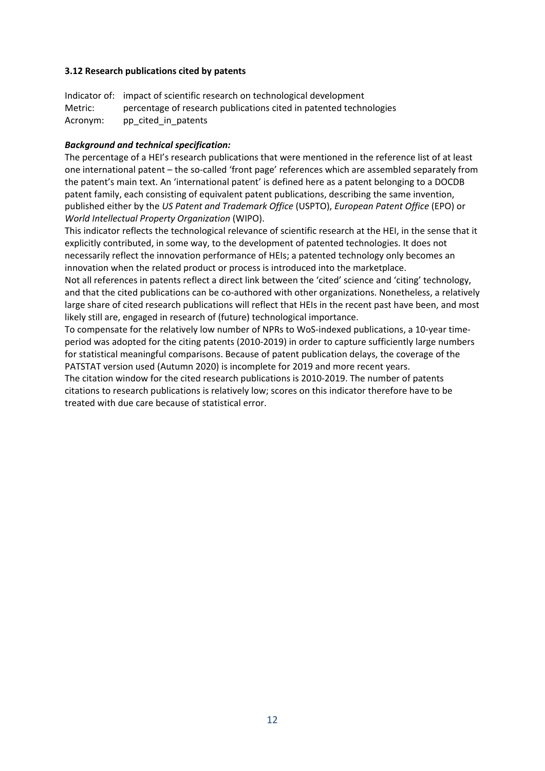### 3.12 Research publications cited by patents

Indicator of: impact of scientific research on technological development
Metric: percentage of research publications cited in patented technologies
Acronym: pp_cited_in_patents

***Background and technical specification:***

The percentage of a HEI's research publications that were mentioned in the reference list of at least one international patent – the so-called 'front page' references which are assembled separately from the patent's main text. An 'international patent' is defined here as a patent belonging to a DOCDB patent family, each consisting of equivalent patent publications, describing the same invention, published either by the *US Patent and Trademark Office* (USPTO), *European Patent Office* (EPO) or *World Intellectual Property Organization* (WIPO).

This indicator reflects the technological relevance of scientific research at the HEI, in the sense that it explicitly contributed, in some way, to the development of patented technologies. It does not necessarily reflect the innovation performance of HEIs; a patented technology only becomes an innovation when the related product or process is introduced into the marketplace.

Not all references in patents reflect a direct link between the 'cited' science and 'citing' technology, and that the cited publications can be co-authored with other organizations. Nonetheless, a relatively large share of cited research publications will reflect that HEIs in the recent past have been, and most likely still are, engaged in research of (future) technological importance.

To compensate for the relatively low number of NPRs to WoS-indexed publications, a 10-year time-period was adopted for the citing patents (2010-2019) in order to capture sufficiently large numbers for statistical meaningful comparisons. Because of patent publication delays, the coverage of the PATSTAT version used (Autumn 2020) is incomplete for 2019 and more recent years.

The citation window for the cited research publications is 2010-2019. The number of patents citations to research publications is relatively low; scores on this indicator therefore have to be treated with due care because of statistical error.